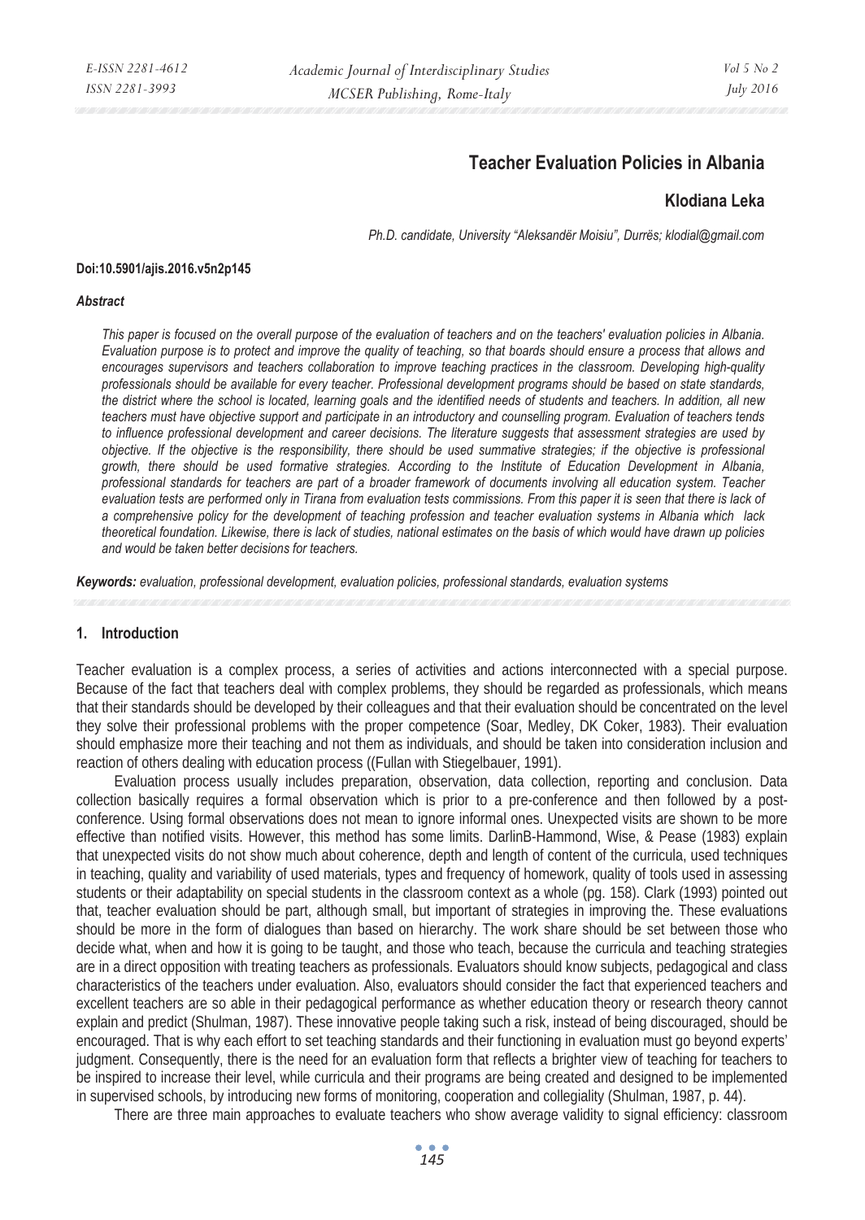# Teacher Evaluation Policies in Albania

**Klodiana Leka**

*Ph.D. candidate, University "Aleksandër Moisiu", Durrës; klodial@gmail.com*

**Doi:10.5901/ajis.2016.v5n2p145**

***Abstract***

*This paper is focused on the overall purpose of the evaluation of teachers and on the teachers' evaluation policies in Albania. Evaluation purpose is to protect and improve the quality of teaching, so that boards should ensure a process that allows and encourages supervisors and teachers collaboration to improve teaching practices in the classroom. Developing high-quality professionals should be available for every teacher. Professional development programs should be based on state standards, the district where the school is located, learning goals and the identified needs of students and teachers. In addition, all new teachers must have objective support and participate in an introductory and counselling program. Evaluation of teachers tends to influence professional development and career decisions. The literature suggests that assessment strategies are used by objective. If the objective is the responsibility, there should be used summative strategies; if the objective is professional growth, there should be used formative strategies. According to the Institute of Education Development in Albania, professional standards for teachers are part of a broader framework of documents involving all education system. Teacher evaluation tests are performed only in Tirana from evaluation tests commissions. From this paper it is seen that there is lack of a comprehensive policy for the development of teaching profession and teacher evaluation systems in Albania which lack theoretical foundation. Likewise, there is lack of studies, national estimates on the basis of which would have drawn up policies and would be taken better decisions for teachers.*

***Keywords:*** *evaluation, professional development, evaluation policies, professional standards, evaluation systems*

## 1. Introduction

Teacher evaluation is a complex process, a series of activities and actions interconnected with a special purpose. Because of the fact that teachers deal with complex problems, they should be regarded as professionals, which means that their standards should be developed by their colleagues and that their evaluation should be concentrated on the level they solve their professional problems with the proper competence (Soar, Medley, DK Coker, 1983). Their evaluation should emphasize more their teaching and not them as individuals, and should be taken into consideration inclusion and reaction of others dealing with education process ((Fullan with Stiegelbauer, 1991).

Evaluation process usually includes preparation, observation, data collection, reporting and conclusion. Data collection basically requires a formal observation which is prior to a pre-conference and then followed by a post-conference. Using formal observations does not mean to ignore informal ones. Unexpected visits are shown to be more effective than notified visits. However, this method has some limits. DarlinB-Hammond, Wise, & Pease (1983) explain that unexpected visits do not show much about coherence, depth and length of content of the curricula, used techniques in teaching, quality and variability of used materials, types and frequency of homework, quality of tools used in assessing students or their adaptability on special students in the classroom context as a whole (pg. 158). Clark (1993) pointed out that, teacher evaluation should be part, although small, but important of strategies in improving the. These evaluations should be more in the form of dialogues than based on hierarchy. The work share should be set between those who decide what, when and how it is going to be taught, and those who teach, because the curricula and teaching strategies are in a direct opposition with treating teachers as professionals. Evaluators should know subjects, pedagogical and class characteristics of the teachers under evaluation. Also, evaluators should consider the fact that experienced teachers and excellent teachers are so able in their pedagogical performance as whether education theory or research theory cannot explain and predict (Shulman, 1987). These innovative people taking such a risk, instead of being discouraged, should be encouraged. That is why each effort to set teaching standards and their functioning in evaluation must go beyond experts' judgment. Consequently, there is the need for an evaluation form that reflects a brighter view of teaching for teachers to be inspired to increase their level, while curricula and their programs are being created and designed to be implemented in supervised schools, by introducing new forms of monitoring, cooperation and collegiality (Shulman, 1987, p. 44).

There are three main approaches to evaluate teachers who show average validity to signal efficiency: classroom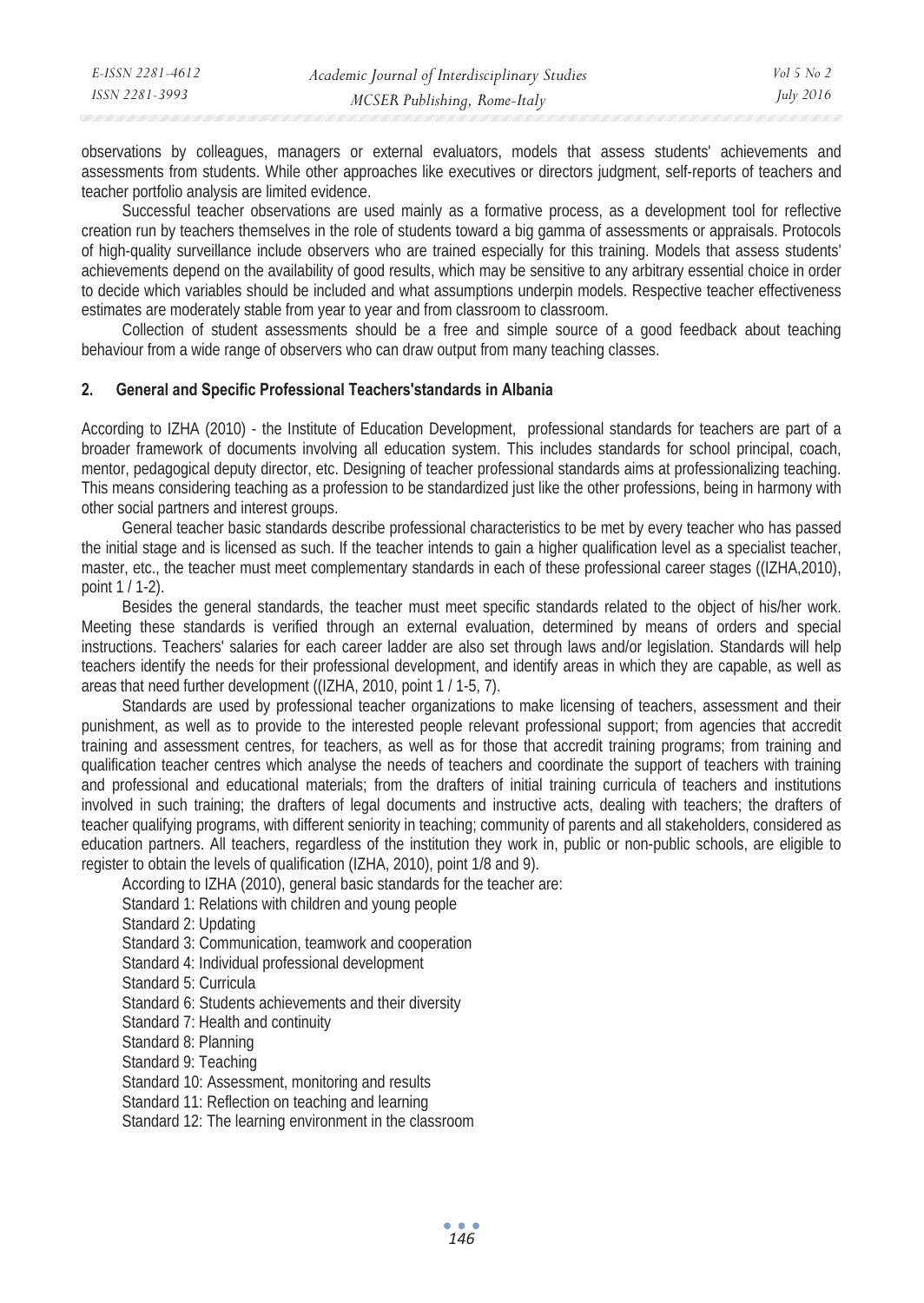observations by colleagues, managers or external evaluators, models that assess students' achievements and assessments from students. While other approaches like executives or directors judgment, self-reports of teachers and teacher portfolio analysis are limited evidence.

Successful teacher observations are used mainly as a formative process, as a development tool for reflective creation run by teachers themselves in the role of students toward a big gamma of assessments or appraisals. Protocols of high-quality surveillance include observers who are trained especially for this training. Models that assess students' achievements depend on the availability of good results, which may be sensitive to any arbitrary essential choice in order to decide which variables should be included and what assumptions underpin models. Respective teacher effectiveness estimates are moderately stable from year to year and from classroom to classroom.

Collection of student assessments should be a free and simple source of a good feedback about teaching behaviour from a wide range of observers who can draw output from many teaching classes.

## 2. General and Specific Professional Teachers'standards in Albania

According to IZHA (2010) - the Institute of Education Development, professional standards for teachers are part of a broader framework of documents involving all education system. This includes standards for school principal, coach, mentor, pedagogical deputy director, etc. Designing of teacher professional standards aims at professionalizing teaching. This means considering teaching as a profession to be standardized just like the other professions, being in harmony with other social partners and interest groups.

General teacher basic standards describe professional characteristics to be met by every teacher who has passed the initial stage and is licensed as such. If the teacher intends to gain a higher qualification level as a specialist teacher, master, etc., the teacher must meet complementary standards in each of these professional career stages ((IZHA,2010), point 1 / 1-2).

Besides the general standards, the teacher must meet specific standards related to the object of his/her work. Meeting these standards is verified through an external evaluation, determined by means of orders and special instructions. Teachers' salaries for each career ladder are also set through laws and/or legislation. Standards will help teachers identify the needs for their professional development, and identify areas in which they are capable, as well as areas that need further development ((IZHA, 2010, point 1 / 1-5, 7).

Standards are used by professional teacher organizations to make licensing of teachers, assessment and their punishment, as well as to provide to the interested people relevant professional support; from agencies that accredit training and assessment centres, for teachers, as well as for those that accredit training programs; from training and qualification teacher centres which analyse the needs of teachers and coordinate the support of teachers with training and professional and educational materials; from the drafters of initial training curricula of teachers and institutions involved in such training; the drafters of legal documents and instructive acts, dealing with teachers; the drafters of teacher qualifying programs, with different seniority in teaching; community of parents and all stakeholders, considered as education partners. All teachers, regardless of the institution they work in, public or non-public schools, are eligible to register to obtain the levels of qualification (IZHA, 2010), point 1/8 and 9).

According to IZHA (2010), general basic standards for the teacher are:

Standard 1: Relations with children and young people
Standard 2: Updating
Standard 3: Communication, teamwork and cooperation
Standard 4: Individual professional development
Standard 5: Curricula
Standard 6: Students achievements and their diversity
Standard 7: Health and continuity
Standard 8: Planning
Standard 9: Teaching
Standard 10: Assessment, monitoring and results
Standard 11: Reflection on teaching and learning
Standard 12: The learning environment in the classroom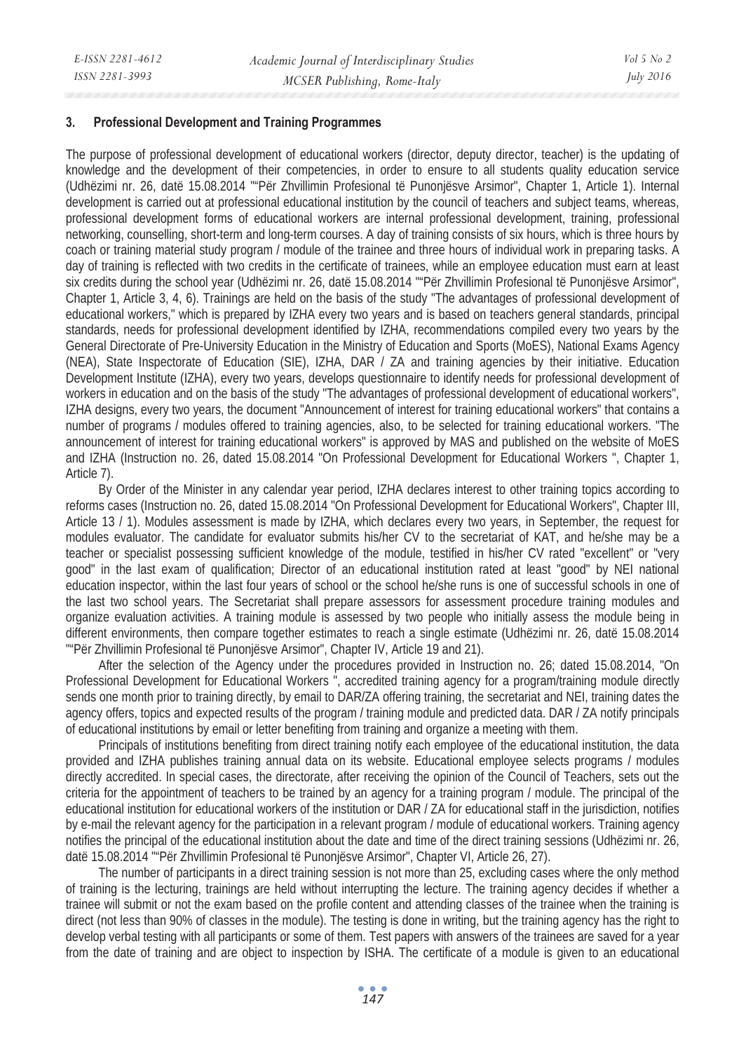### 3. Professional Development and Training Programmes

The purpose of professional development of educational workers (director, deputy director, teacher) is the updating of knowledge and the development of their competencies, in order to ensure to all students quality education service (Udhëzimi nr. 26, datë 15.08.2014 ""Për Zhvillimin Profesional të Punonjësve Arsimor", Chapter 1, Article 1). Internal development is carried out at professional educational institution by the council of teachers and subject teams, whereas, professional development forms of educational workers are internal professional development, training, professional networking, counselling, short-term and long-term courses. A day of training consists of six hours, which is three hours by coach or training material study program / module of the trainee and three hours of individual work in preparing tasks. A day of training is reflected with two credits in the certificate of trainees, while an employee education must earn at least six credits during the school year (Udhëzimi nr. 26, datë 15.08.2014 ""Për Zhvillimin Profesional të Punonjësve Arsimor", Chapter 1, Article 3, 4, 6). Trainings are held on the basis of the study "The advantages of professional development of educational workers," which is prepared by IZHA every two years and is based on teachers general standards, principal standards, needs for professional development identified by IZHA, recommendations compiled every two years by the General Directorate of Pre-University Education in the Ministry of Education and Sports (MoES), National Exams Agency (NEA), State Inspectorate of Education (SIE), IZHA, DAR / ZA and training agencies by their initiative. Education Development Institute (IZHA), every two years, develops questionnaire to identify needs for professional development of workers in education and on the basis of the study "The advantages of professional development of educational workers", IZHA designs, every two years, the document "Announcement of interest for training educational workers" that contains a number of programs / modules offered to training agencies, also, to be selected for training educational workers. "The announcement of interest for training educational workers" is approved by MAS and published on the website of MoES and IZHA (Instruction no. 26, dated 15.08.2014 "On Professional Development for Educational Workers ", Chapter 1, Article 7).

By Order of the Minister in any calendar year period, IZHA declares interest to other training topics according to reforms cases (Instruction no. 26, dated 15.08.2014 "On Professional Development for Educational Workers", Chapter III, Article 13 / 1). Modules assessment is made by IZHA, which declares every two years, in September, the request for modules evaluator. The candidate for evaluator submits his/her CV to the secretariat of KAT, and he/she may be a teacher or specialist possessing sufficient knowledge of the module, testified in his/her CV rated "excellent" or "very good" in the last exam of qualification; Director of an educational institution rated at least "good" by NEI national education inspector, within the last four years of school or the school he/she runs is one of successful schools in one of the last two school years. The Secretariat shall prepare assessors for assessment procedure training modules and organize evaluation activities. A training module is assessed by two people who initially assess the module being in different environments, then compare together estimates to reach a single estimate (Udhëzimi nr. 26, datë 15.08.2014 ""Për Zhvillimin Profesional të Punonjësve Arsimor", Chapter IV, Article 19 and 21).

After the selection of the Agency under the procedures provided in Instruction no. 26; dated 15.08.2014, "On Professional Development for Educational Workers ", accredited training agency for a program/training module directly sends one month prior to training directly, by email to DAR/ZA offering training, the secretariat and NEI, training dates the agency offers, topics and expected results of the program / training module and predicted data. DAR / ZA notify principals of educational institutions by email or letter benefiting from training and organize a meeting with them.

Principals of institutions benefiting from direct training notify each employee of the educational institution, the data provided and IZHA publishes training annual data on its website. Educational employee selects programs / modules directly accredited. In special cases, the directorate, after receiving the opinion of the Council of Teachers, sets out the criteria for the appointment of teachers to be trained by an agency for a training program / module. The principal of the educational institution for educational workers of the institution or DAR / ZA for educational staff in the jurisdiction, notifies by e-mail the relevant agency for the participation in a relevant program / module of educational workers. Training agency notifies the principal of the educational institution about the date and time of the direct training sessions (Udhëzimi nr. 26, datë 15.08.2014 ""Për Zhvillimin Profesional të Punonjësve Arsimor", Chapter VI, Article 26, 27).

The number of participants in a direct training session is not more than 25, excluding cases where the only method of training is the lecturing, trainings are held without interrupting the lecture. The training agency decides if whether a trainee will submit or not the exam based on the profile content and attending classes of the trainee when the training is direct (not less than 90% of classes in the module). The testing is done in writing, but the training agency has the right to develop verbal testing with all participants or some of them. Test papers with answers of the trainees are saved for a year from the date of training and are object to inspection by ISHA. The certificate of a module is given to an educational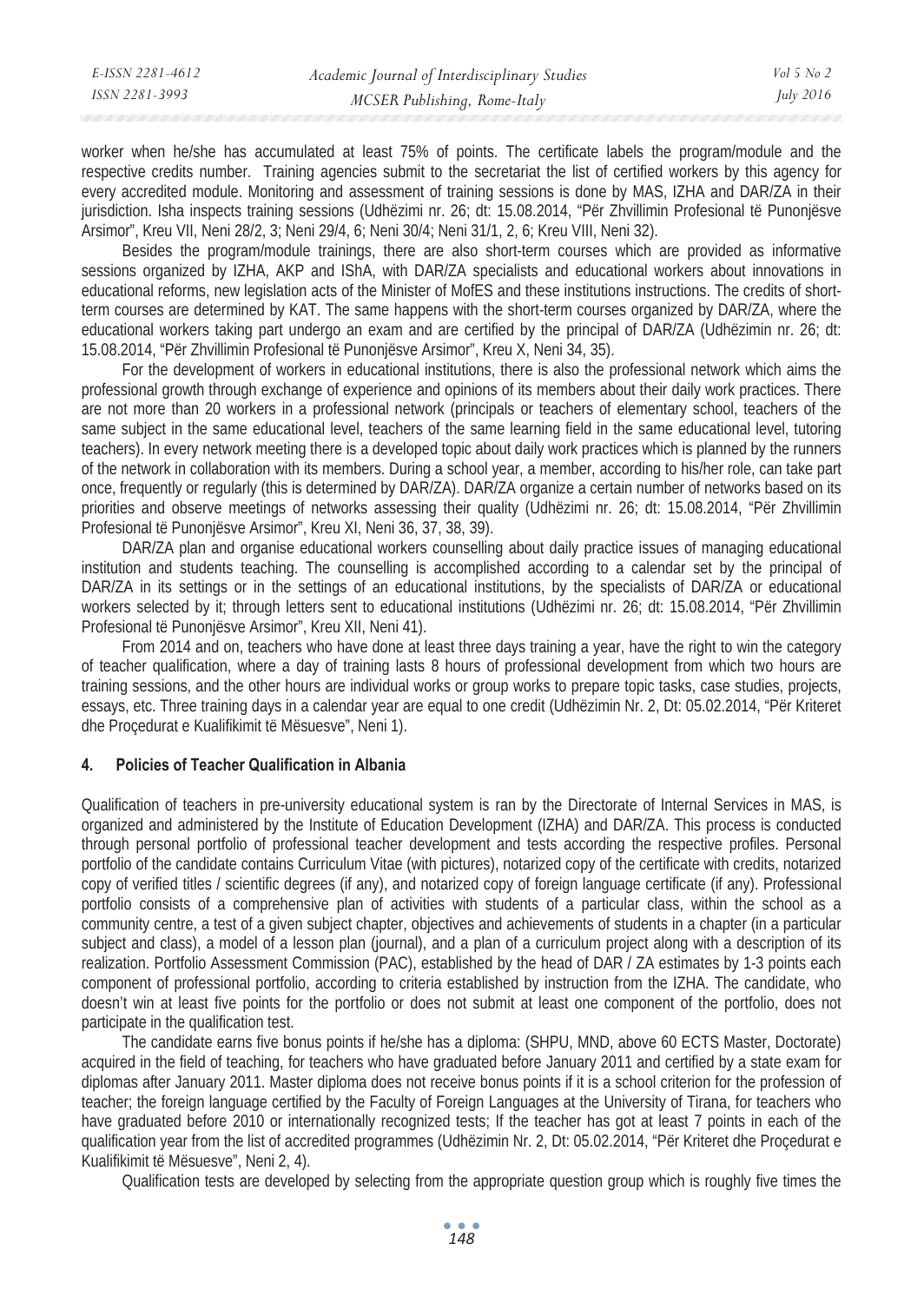worker when he/she has accumulated at least 75% of points. The certificate labels the program/module and the respective credits number. Training agencies submit to the secretariat the list of certified workers by this agency for every accredited module. Monitoring and assessment of training sessions is done by MAS, IZHA and DAR/ZA in their jurisdiction. Isha inspects training sessions (Udhëzimi nr. 26; dt: 15.08.2014, "Për Zhvillimin Profesional të Punonjësve Arsimor", Kreu VII, Neni 28/2, 3; Neni 29/4, 6; Neni 30/4; Neni 31/1, 2, 6; Kreu VIII, Neni 32).

Besides the program/module trainings, there are also short-term courses which are provided as informative sessions organized by IZHA, AKP and IShA, with DAR/ZA specialists and educational workers about innovations in educational reforms, new legislation acts of the Minister of MofES and these institutions instructions. The credits of short-term courses are determined by KAT. The same happens with the short-term courses organized by DAR/ZA, where the educational workers taking part undergo an exam and are certified by the principal of DAR/ZA (Udhëzimin nr. 26; dt: 15.08.2014, "Për Zhvillimin Profesional të Punonjësve Arsimor", Kreu X, Neni 34, 35).

For the development of workers in educational institutions, there is also the professional network which aims the professional growth through exchange of experience and opinions of its members about their daily work practices. There are not more than 20 workers in a professional network (principals or teachers of elementary school, teachers of the same subject in the same educational level, teachers of the same learning field in the same educational level, tutoring teachers). In every network meeting there is a developed topic about daily work practices which is planned by the runners of the network in collaboration with its members. During a school year, a member, according to his/her role, can take part once, frequently or regularly (this is determined by DAR/ZA). DAR/ZA organize a certain number of networks based on its priorities and observe meetings of networks assessing their quality (Udhëzimi nr. 26; dt: 15.08.2014, "Për Zhvillimin Profesional të Punonjësve Arsimor", Kreu XI, Neni 36, 37, 38, 39).

DAR/ZA plan and organise educational workers counselling about daily practice issues of managing educational institution and students teaching. The counselling is accomplished according to a calendar set by the principal of DAR/ZA in its settings or in the settings of an educational institutions, by the specialists of DAR/ZA or educational workers selected by it; through letters sent to educational institutions (Udhëzimi nr. 26; dt: 15.08.2014, "Për Zhvillimin Profesional të Punonjësve Arsimor", Kreu XII, Neni 41).

From 2014 and on, teachers who have done at least three days training a year, have the right to win the category of teacher qualification, where a day of training lasts 8 hours of professional development from which two hours are training sessions, and the other hours are individual works or group works to prepare topic tasks, case studies, projects, essays, etc. Three training days in a calendar year are equal to one credit (Udhëzimin Nr. 2, Dt: 05.02.2014, "Për Kriteret dhe Proçedurat e Kualifikimit të Mësuesve", Neni 1).

## 4. Policies of Teacher Qualification in Albania

Qualification of teachers in pre-university educational system is ran by the Directorate of Internal Services in MAS, is organized and administered by the Institute of Education Development (IZHA) and DAR/ZA. This process is conducted through personal portfolio of professional teacher development and tests according the respective profiles. Personal portfolio of the candidate contains Curriculum Vitae (with pictures), notarized copy of the certificate with credits, notarized copy of verified titles / scientific degrees (if any), and notarized copy of foreign language certificate (if any). Professional portfolio consists of a comprehensive plan of activities with students of a particular class, within the school as a community centre, a test of a given subject chapter, objectives and achievements of students in a chapter (in a particular subject and class), a model of a lesson plan (journal), and a plan of a curriculum project along with a description of its realization. Portfolio Assessment Commission (PAC), established by the head of DAR / ZA estimates by 1-3 points each component of professional portfolio, according to criteria established by instruction from the IZHA. The candidate, who doesn't win at least five points for the portfolio or does not submit at least one component of the portfolio, does not participate in the qualification test.

The candidate earns five bonus points if he/she has a diploma: (SHPU, MND, above 60 ECTS Master, Doctorate) acquired in the field of teaching, for teachers who have graduated before January 2011 and certified by a state exam for diplomas after January 2011. Master diploma does not receive bonus points if it is a school criterion for the profession of teacher; the foreign language certified by the Faculty of Foreign Languages at the University of Tirana, for teachers who have graduated before 2010 or internationally recognized tests; If the teacher has got at least 7 points in each of the qualification year from the list of accredited programmes (Udhëzimin Nr. 2, Dt: 05.02.2014, "Për Kriteret dhe Proçedurat e Kualifikimit të Mësuesve", Neni 2, 4).

Qualification tests are developed by selecting from the appropriate question group which is roughly five times the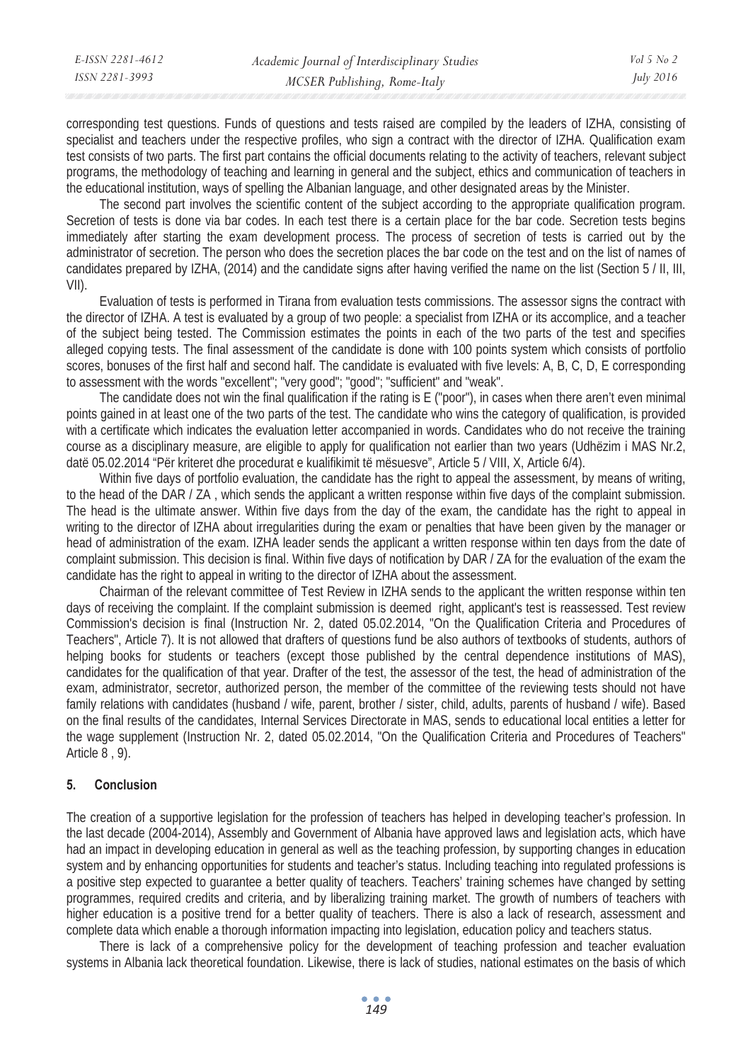corresponding test questions. Funds of questions and tests raised are compiled by the leaders of IZHA, consisting of specialist and teachers under the respective profiles, who sign a contract with the director of IZHA. Qualification exam test consists of two parts. The first part contains the official documents relating to the activity of teachers, relevant subject programs, the methodology of teaching and learning in general and the subject, ethics and communication of teachers in the educational institution, ways of spelling the Albanian language, and other designated areas by the Minister.

The second part involves the scientific content of the subject according to the appropriate qualification program. Secretion of tests is done via bar codes. In each test there is a certain place for the bar code. Secretion tests begins immediately after starting the exam development process. The process of secretion of tests is carried out by the administrator of secretion. The person who does the secretion places the bar code on the test and on the list of names of candidates prepared by IZHA, (2014) and the candidate signs after having verified the name on the list (Section 5 / II, III, VII).

Evaluation of tests is performed in Tirana from evaluation tests commissions. The assessor signs the contract with the director of IZHA. A test is evaluated by a group of two people: a specialist from IZHA or its accomplice, and a teacher of the subject being tested. The Commission estimates the points in each of the two parts of the test and specifies alleged copying tests. The final assessment of the candidate is done with 100 points system which consists of portfolio scores, bonuses of the first half and second half. The candidate is evaluated with five levels: A, B, C, D, E corresponding to assessment with the words "excellent"; "very good"; "good"; "sufficient" and "weak".

The candidate does not win the final qualification if the rating is E ("poor"), in cases when there aren't even minimal points gained in at least one of the two parts of the test. The candidate who wins the category of qualification, is provided with a certificate which indicates the evaluation letter accompanied in words. Candidates who do not receive the training course as a disciplinary measure, are eligible to apply for qualification not earlier than two years (Udhëzim i MAS Nr.2, datë 05.02.2014 "Për kriteret dhe procedurat e kualifikimit të mësuesve", Article 5 / VIII, X, Article 6/4).

Within five days of portfolio evaluation, the candidate has the right to appeal the assessment, by means of writing, to the head of the DAR / ZA , which sends the applicant a written response within five days of the complaint submission. The head is the ultimate answer. Within five days from the day of the exam, the candidate has the right to appeal in writing to the director of IZHA about irregularities during the exam or penalties that have been given by the manager or head of administration of the exam. IZHA leader sends the applicant a written response within ten days from the date of complaint submission. This decision is final. Within five days of notification by DAR / ZA for the evaluation of the exam the candidate has the right to appeal in writing to the director of IZHA about the assessment.

Chairman of the relevant committee of Test Review in IZHA sends to the applicant the written response within ten days of receiving the complaint. If the complaint submission is deemed right, applicant's test is reassessed. Test review Commission's decision is final (Instruction Nr. 2, dated 05.02.2014, "On the Qualification Criteria and Procedures of Teachers", Article 7). It is not allowed that drafters of questions fund be also authors of textbooks of students, authors of helping books for students or teachers (except those published by the central dependence institutions of MAS), candidates for the qualification of that year. Drafter of the test, the assessor of the test, the head of administration of the exam, administrator, secretor, authorized person, the member of the committee of the reviewing tests should not have family relations with candidates (husband / wife, parent, brother / sister, child, adults, parents of husband / wife). Based on the final results of the candidates, Internal Services Directorate in MAS, sends to educational local entities a letter for the wage supplement (Instruction Nr. 2, dated 05.02.2014, "On the Qualification Criteria and Procedures of Teachers" Article 8 , 9).

## 5. Conclusion

The creation of a supportive legislation for the profession of teachers has helped in developing teacher's profession. In the last decade (2004-2014), Assembly and Government of Albania have approved laws and legislation acts, which have had an impact in developing education in general as well as the teaching profession, by supporting changes in education system and by enhancing opportunities for students and teacher's status. Including teaching into regulated professions is a positive step expected to guarantee a better quality of teachers. Teachers' training schemes have changed by setting programmes, required credits and criteria, and by liberalizing training market. The growth of numbers of teachers with higher education is a positive trend for a better quality of teachers. There is also a lack of research, assessment and complete data which enable a thorough information impacting into legislation, education policy and teachers status.

There is lack of a comprehensive policy for the development of teaching profession and teacher evaluation systems in Albania lack theoretical foundation. Likewise, there is lack of studies, national estimates on the basis of which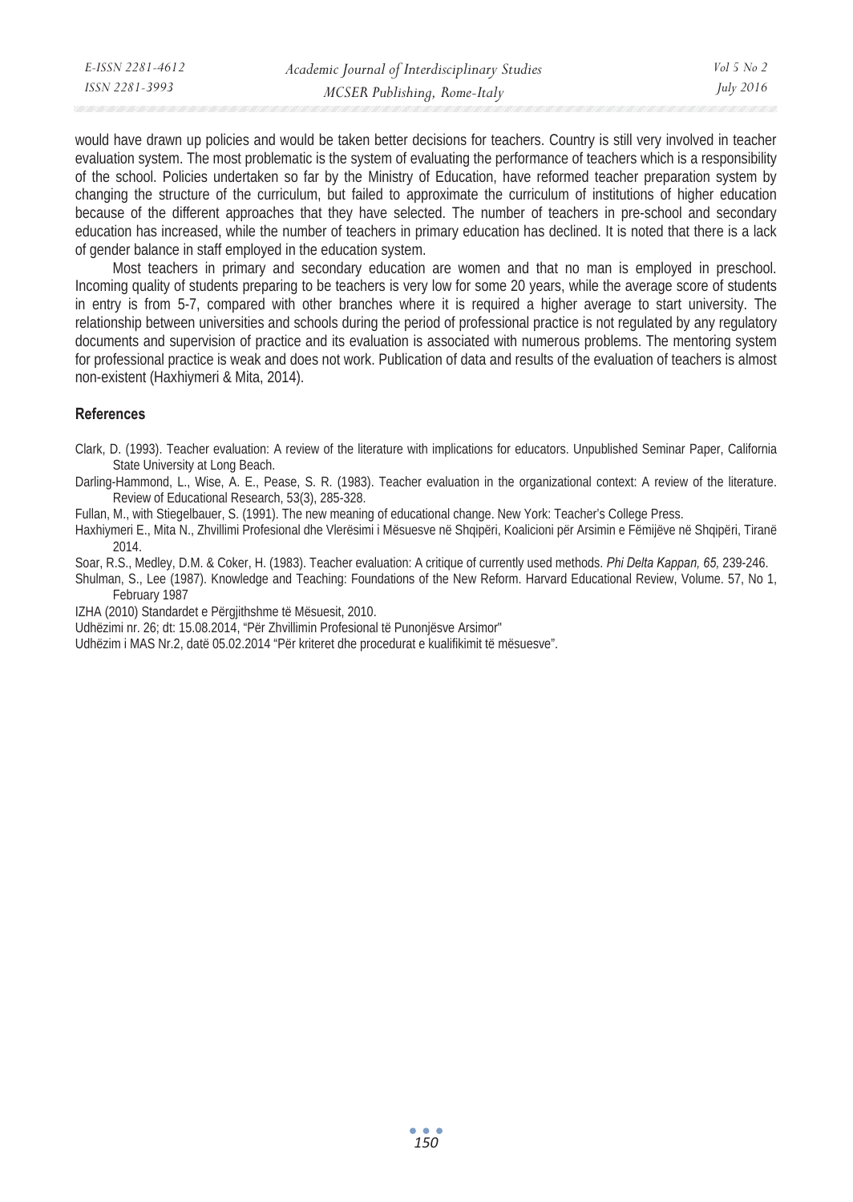would have drawn up policies and would be taken better decisions for teachers. Country is still very involved in teacher evaluation system. The most problematic is the system of evaluating the performance of teachers which is a responsibility of the school. Policies undertaken so far by the Ministry of Education, have reformed teacher preparation system by changing the structure of the curriculum, but failed to approximate the curriculum of institutions of higher education because of the different approaches that they have selected. The number of teachers in pre-school and secondary education has increased, while the number of teachers in primary education has declined. It is noted that there is a lack of gender balance in staff employed in the education system.

Most teachers in primary and secondary education are women and that no man is employed in preschool. Incoming quality of students preparing to be teachers is very low for some 20 years, while the average score of students in entry is from 5-7, compared with other branches where it is required a higher average to start university. The relationship between universities and schools during the period of professional practice is not regulated by any regulatory documents and supervision of practice and its evaluation is associated with numerous problems. The mentoring system for professional practice is weak and does not work. Publication of data and results of the evaluation of teachers is almost non-existent (Haxhiymeri & Mita, 2014).

## References

Clark, D. (1993). Teacher evaluation: A review of the literature with implications for educators. Unpublished Seminar Paper, California State University at Long Beach.

Darling-Hammond, L., Wise, A. E., Pease, S. R. (1983). Teacher evaluation in the organizational context: A review of the literature. Review of Educational Research, 53(3), 285-328.

Fullan, M., with Stiegelbauer, S. (1991). The new meaning of educational change. New York: Teacher's College Press.

Haxhiymeri E., Mita N., Zhvillimi Profesional dhe Vlerësimi i Mësuesve në Shqipëri, Koalicioni për Arsimin e Fëmijëve në Shqipëri, Tiranë 2014.

Soar, R.S., Medley, D.M. & Coker, H. (1983). Teacher evaluation: A critique of currently used methods. *Phi Delta Kappan, 65,* 239-246.

Shulman, S., Lee (1987). Knowledge and Teaching: Foundations of the New Reform. Harvard Educational Review, Volume. 57, No 1, February 1987

IZHA (2010) Standardet e Përgjithshme të Mësuesit, 2010.

Udhëzimi nr. 26; dt: 15.08.2014, "Për Zhvillimin Profesional të Punonjësve Arsimor"

Udhëzim i MAS Nr.2, datë 05.02.2014 "Për kriteret dhe procedurat e kualifikimit të mësuesve".